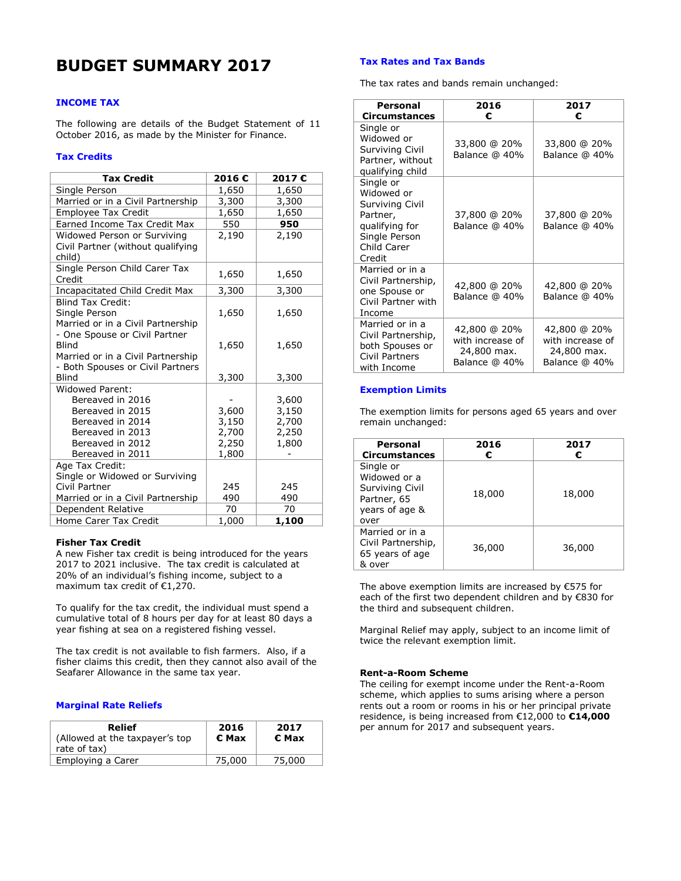# BUDGET SUMMARY 2017

## INCOME TAX

The following are details of the Budget Statement of 11 October 2016, as made by the Minister for Finance.

### Tax Credits

| Tax Credit | 2016 € | 2017 € |
|---|---|---|
| Single Person | 1,650 | 1,650 |
| Married or in a Civil Partnership | 3,300 | 3,300 |
| Employee Tax Credit | 1,650 | 1,650 |
| Earned Income Tax Credit Max | 550 | **950** |
| Widowed Person or Surviving Civil Partner (without qualifying child) | 2,190 | 2,190 |
| Single Person Child Carer Tax Credit | 1,650 | 1,650 |
| Incapacitated Child Credit Max | 3,300 | 3,300 |
| Blind Tax Credit: | | |
| Single Person | 1,650 | 1,650 |
| Married or in a Civil Partnership - One Spouse or Civil Partner Blind | 1,650 | 1,650 |
| Married or in a Civil Partnership - Both Spouses or Civil Partners Blind | 3,300 | 3,300 |
| Widowed Parent: | | |
| Bereaved in 2016 | - | 3,600 |
| Bereaved in 2015 | 3,600 | 3,150 |
| Bereaved in 2014 | 3,150 | 2,700 |
| Bereaved in 2013 | 2,700 | 2,250 |
| Bereaved in 2012 | 2,250 | 1,800 |
| Bereaved in 2011 | 1,800 | - |
| Age Tax Credit: | | |
| Single or Widowed or Surviving Civil Partner | 245 | 245 |
| Married or in a Civil Partnership | 490 | 490 |
| Dependent Relative | 70 | 70 |
| Home Carer Tax Credit | 1,000 | **1,100** |

**Fisher Tax Credit**

A new Fisher tax credit is being introduced for the years 2017 to 2021 inclusive. The tax credit is calculated at 20% of an individual's fishing income, subject to a maximum tax credit of €1,270.

To qualify for the tax credit, the individual must spend a cumulative total of 8 hours per day for at least 80 days a year fishing at sea on a registered fishing vessel.

The tax credit is not available to fish farmers. Also, if a fisher claims this credit, then they cannot also avail of the Seafarer Allowance in the same tax year.

### Marginal Rate Reliefs

| Relief (Allowed at the taxpayer's top rate of tax) | 2016 € Max | 2017 € Max |
|---|---|---|
| Employing a Carer | 75,000 | 75,000 |

### Tax Rates and Tax Bands

The tax rates and bands remain unchanged:

| Personal Circumstances | 2016 € | 2017 € |
|---|---|---|
| Single or Widowed or Surviving Civil Partner, without qualifying child | 33,800 @ 20% Balance @ 40% | 33,800 @ 20% Balance @ 40% |
| Single or Widowed or Surviving Civil Partner, qualifying for Single Person Child Carer Credit | 37,800 @ 20% Balance @ 40% | 37,800 @ 20% Balance @ 40% |
| Married or in a Civil Partnership, one Spouse or Civil Partner with Income | 42,800 @ 20% Balance @ 40% | 42,800 @ 20% Balance @ 40% |
| Married or in a Civil Partnership, both Spouses or Civil Partners with Income | 42,800 @ 20% with increase of 24,800 max. Balance @ 40% | 42,800 @ 20% with increase of 24,800 max. Balance @ 40% |

### Exemption Limits

The exemption limits for persons aged 65 years and over remain unchanged:

| Personal Circumstances | 2016 € | 2017 € |
|---|---|---|
| Single or Widowed or a Surviving Civil Partner, 65 years of age & over | 18,000 | 18,000 |
| Married or in a Civil Partnership, 65 years of age & over | 36,000 | 36,000 |

The above exemption limits are increased by €575 for each of the first two dependent children and by €830 for the third and subsequent children.

Marginal Relief may apply, subject to an income limit of twice the relevant exemption limit.

**Rent-a-Room Scheme**

The ceiling for exempt income under the Rent-a-Room scheme, which applies to sums arising where a person rents out a room or rooms in his or her principal private residence, is being increased from €12,000 to **€14,000** per annum for 2017 and subsequent years.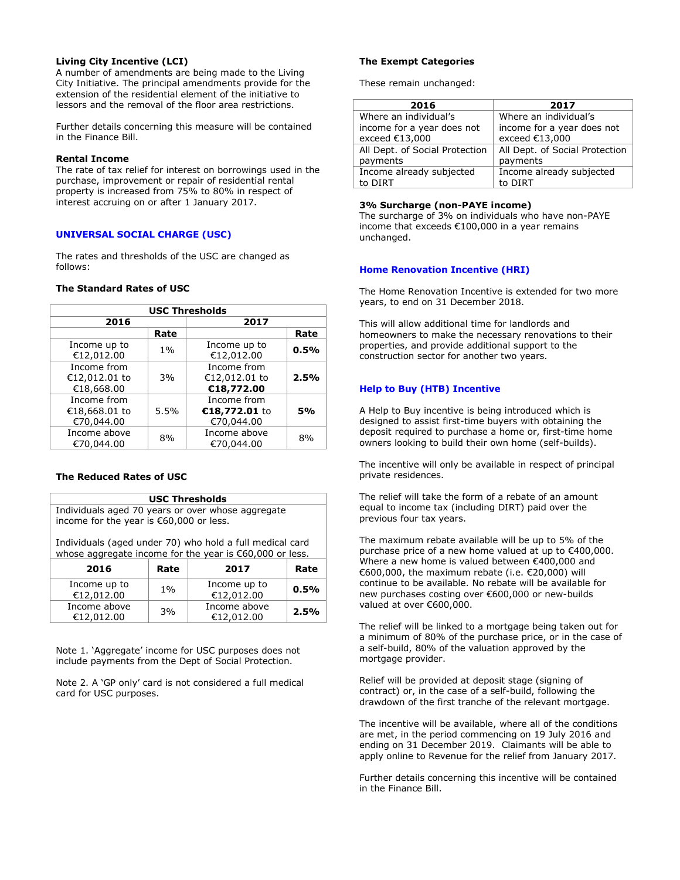**Living City Incentive (LCI)**
A number of amendments are being made to the Living City Initiative. The principal amendments provide for the extension of the residential element of the initiative to lessors and the removal of the floor area restrictions.

Further details concerning this measure will be contained in the Finance Bill.

**Rental Income**
The rate of tax relief for interest on borrowings used in the purchase, improvement or repair of residential rental property is increased from 75% to 80% in respect of interest accruing on or after 1 January 2017.

## UNIVERSAL SOCIAL CHARGE (USC)

The rates and thresholds of the USC are changed as follows:

**The Standard Rates of USC**

| USC Thresholds | | | |
|---|---|---|---|
| 2016 | | 2017 | |
| | Rate | | Rate |
| Income up to €12,012.00 | 1% | Income up to €12,012.00 | **0.5%** |
| Income from €12,012.01 to €18,668.00 | 3% | Income from €12,012.01 to **€18,772.00** | **2.5%** |
| Income from €18,668.01 to €70,044.00 | 5.5% | Income from **€18,772.01** to €70,044.00 | **5%** |
| Income above €70,044.00 | 8% | Income above €70,044.00 | 8% |

**The Reduced Rates of USC**

| USC Thresholds | | | |
|---|---|---|---|
| Individuals aged 70 years or over whose aggregate income for the year is €60,000 or less.<br><br>Individuals (aged under 70) who hold a full medical card whose aggregate income for the year is €60,000 or less. | | | |
| **2016** | **Rate** | **2017** | **Rate** |
| Income up to €12,012.00 | 1% | Income up to €12,012.00 | **0.5%** |
| Income above €12,012.00 | 3% | Income above €12,012.00 | **2.5%** |

Note 1. 'Aggregate' income for USC purposes does not include payments from the Dept of Social Protection.

Note 2. A 'GP only' card is not considered a full medical card for USC purposes.

**The Exempt Categories**

These remain unchanged:

| 2016 | 2017 |
|---|---|
| Where an individual's income for a year does not exceed €13,000 | Where an individual's income for a year does not exceed €13,000 |
| All Dept. of Social Protection payments | All Dept. of Social Protection payments |
| Income already subjected to DIRT | Income already subjected to DIRT |

**3% Surcharge (non-PAYE income)**
The surcharge of 3% on individuals who have non-PAYE income that exceeds €100,000 in a year remains unchanged.

## Home Renovation Incentive (HRI)

The Home Renovation Incentive is extended for two more years, to end on 31 December 2018.

This will allow additional time for landlords and homeowners to make the necessary renovations to their properties, and provide additional support to the construction sector for another two years.

## Help to Buy (HTB) Incentive

A Help to Buy incentive is being introduced which is designed to assist first-time buyers with obtaining the deposit required to purchase a home or, first-time home owners looking to build their own home (self-builds).

The incentive will only be available in respect of principal private residences.

The relief will take the form of a rebate of an amount equal to income tax (including DIRT) paid over the previous four tax years.

The maximum rebate available will be up to 5% of the purchase price of a new home valued at up to €400,000. Where a new home is valued between €400,000 and €600,000, the maximum rebate (i.e. €20,000) will continue to be available. No rebate will be available for new purchases costing over €600,000 or new-builds valued at over €600,000.

The relief will be linked to a mortgage being taken out for a minimum of 80% of the purchase price, or in the case of a self-build, 80% of the valuation approved by the mortgage provider.

Relief will be provided at deposit stage (signing of contract) or, in the case of a self-build, following the drawdown of the first tranche of the relevant mortgage.

The incentive will be available, where all of the conditions are met, in the period commencing on 19 July 2016 and ending on 31 December 2019. Claimants will be able to apply online to Revenue for the relief from January 2017.

Further details concerning this incentive will be contained in the Finance Bill.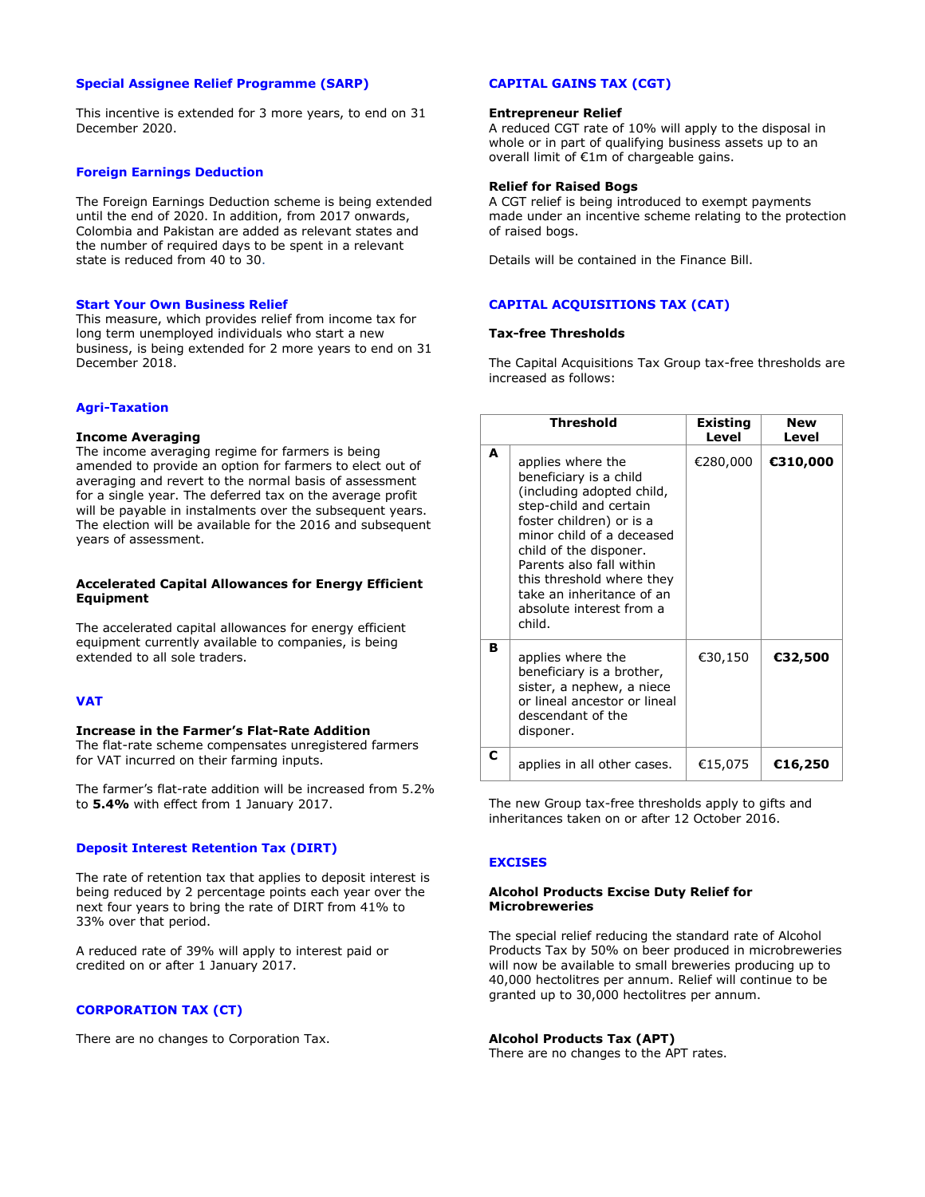## Special Assignee Relief Programme (SARP)

This incentive is extended for 3 more years, to end on 31 December 2020.

## Foreign Earnings Deduction

The Foreign Earnings Deduction scheme is being extended until the end of 2020. In addition, from 2017 onwards, Colombia and Pakistan are added as relevant states and the number of required days to be spent in a relevant state is reduced from 40 to 30.

## Start Your Own Business Relief

This measure, which provides relief from income tax for long term unemployed individuals who start a new business, is being extended for 2 more years to end on 31 December 2018.

## Agri-Taxation

### Income Averaging

The income averaging regime for farmers is being amended to provide an option for farmers to elect out of averaging and revert to the normal basis of assessment for a single year. The deferred tax on the average profit will be payable in instalments over the subsequent years. The election will be available for the 2016 and subsequent years of assessment.

### Accelerated Capital Allowances for Energy Efficient Equipment

The accelerated capital allowances for energy efficient equipment currently available to companies, is being extended to all sole traders.

## VAT

### Increase in the Farmer's Flat-Rate Addition

The flat-rate scheme compensates unregistered farmers for VAT incurred on their farming inputs.

The farmer's flat-rate addition will be increased from 5.2% to **5.4%** with effect from 1 January 2017.

## Deposit Interest Retention Tax (DIRT)

The rate of retention tax that applies to deposit interest is being reduced by 2 percentage points each year over the next four years to bring the rate of DIRT from 41% to 33% over that period.

A reduced rate of 39% will apply to interest paid or credited on or after 1 January 2017.

## CORPORATION TAX (CT)

There are no changes to Corporation Tax.

## CAPITAL GAINS TAX (CGT)

### Entrepreneur Relief

A reduced CGT rate of 10% will apply to the disposal in whole or in part of qualifying business assets up to an overall limit of €1m of chargeable gains.

### Relief for Raised Bogs

A CGT relief is being introduced to exempt payments made under an incentive scheme relating to the protection of raised bogs.

Details will be contained in the Finance Bill.

## CAPITAL ACQUISITIONS TAX (CAT)

### Tax-free Thresholds

The Capital Acquisitions Tax Group tax-free thresholds are increased as follows:

| | Threshold | Existing Level | New Level |
|---|---|---|---|
| **A** | applies where the beneficiary is a child (including adopted child, step-child and certain foster children) or is a minor child of a deceased child of the disponer. Parents also fall within this threshold where they take an inheritance of an absolute interest from a child. | €280,000 | **€310,000** |
| **B** | applies where the beneficiary is a brother, sister, a nephew, a niece or lineal ancestor or lineal descendant of the disponer. | €30,150 | **€32,500** |
| **C** | applies in all other cases. | €15,075 | **€16,250** |

The new Group tax-free thresholds apply to gifts and inheritances taken on or after 12 October 2016.

## EXCISES

### Alcohol Products Excise Duty Relief for Microbreweries

The special relief reducing the standard rate of Alcohol Products Tax by 50% on beer produced in microbreweries will now be available to small breweries producing up to 40,000 hectolitres per annum. Relief will continue to be granted up to 30,000 hectolitres per annum.

### Alcohol Products Tax (APT)

There are no changes to the APT rates.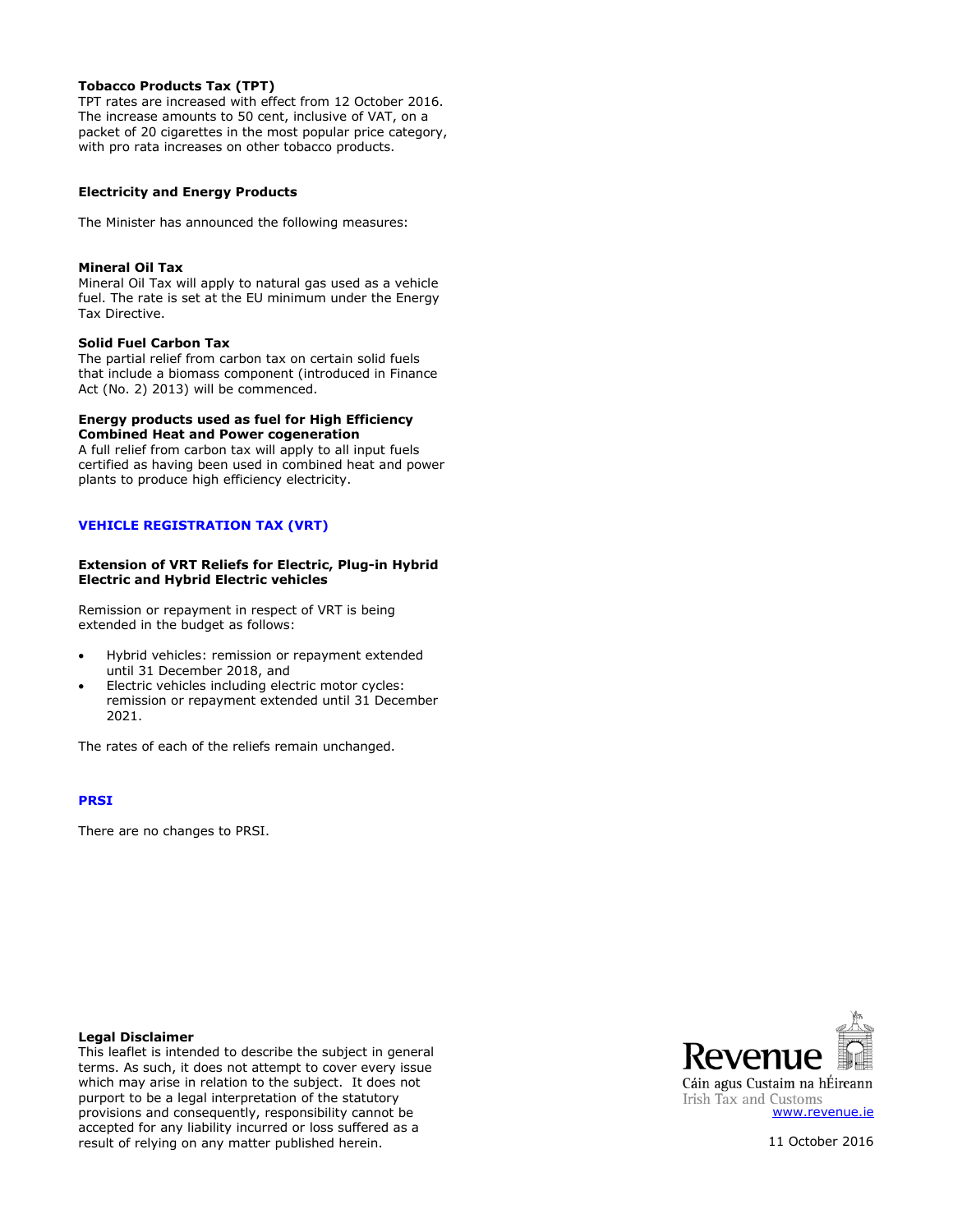### Tobacco Products Tax (TPT)

TPT rates are increased with effect from 12 October 2016. The increase amounts to 50 cent, inclusive of VAT, on a packet of 20 cigarettes in the most popular price category, with pro rata increases on other tobacco products.

### Electricity and Energy Products

The Minister has announced the following measures:

**Mineral Oil Tax**

Mineral Oil Tax will apply to natural gas used as a vehicle fuel. The rate is set at the EU minimum under the Energy Tax Directive.

**Solid Fuel Carbon Tax**

The partial relief from carbon tax on certain solid fuels that include a biomass component (introduced in Finance Act (No. 2) 2013) will be commenced.

**Energy products used as fuel for High Efficiency Combined Heat and Power cogeneration**

A full relief from carbon tax will apply to all input fuels certified as having been used in combined heat and power plants to produce high efficiency electricity.

## VEHICLE REGISTRATION TAX (VRT)

### Extension of VRT Reliefs for Electric, Plug-in Hybrid Electric and Hybrid Electric vehicles

Remission or repayment in respect of VRT is being extended in the budget as follows:

- Hybrid vehicles: remission or repayment extended until 31 December 2018, and
- Electric vehicles including electric motor cycles: remission or repayment extended until 31 December 2021.

The rates of each of the reliefs remain unchanged.

## PRSI

There are no changes to PRSI.

**Legal Disclaimer**

This leaflet is intended to describe the subject in general terms. As such, it does not attempt to cover every issue which may arise in relation to the subject. It does not purport to be a legal interpretation of the statutory provisions and consequently, responsibility cannot be accepted for any liability incurred or loss suffered as a result of relying on any matter published herein.

Revenue
Cáin agus Custaim na hÉireann
Irish Tax and Customs
www.revenue.ie

11 October 2016